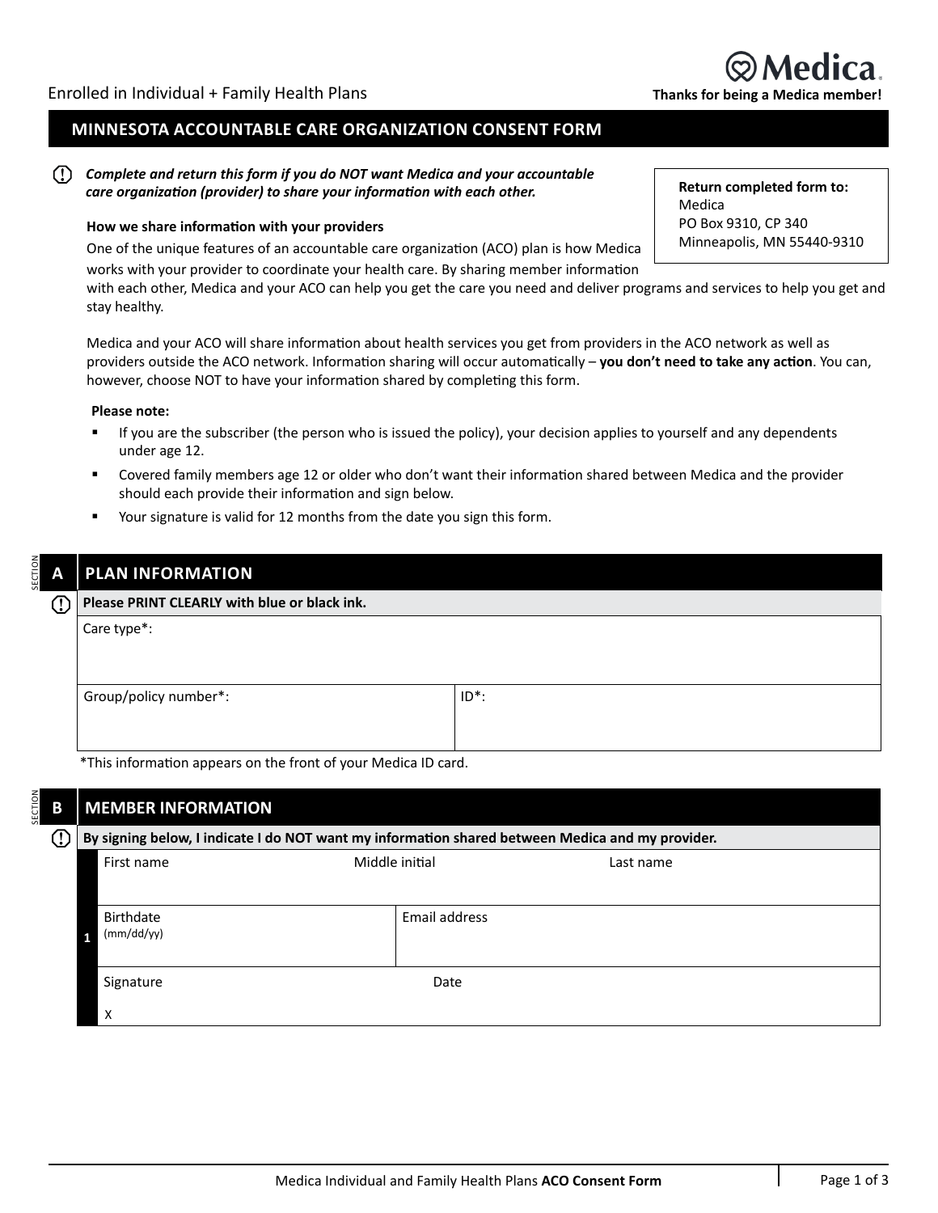Enrolled in Individual + Family Health Plans

**Medica**

**Thanks for being a Medica member!**

# MINNESOTA ACCOUNTABLE CARE ORGANIZATION CONSENT FORM

***Complete and return this form if you do NOT want Medica and your accountable care organization (provider) to share your information with each other.***

**Return completed form to:**
Medica
PO Box 9310, CP 340
Minneapolis, MN 55440-9310

**How we share information with your providers**

One of the unique features of an accountable care organization (ACO) plan is how Medica works with your provider to coordinate your health care. By sharing member information with each other, Medica and your ACO can help you get the care you need and deliver programs and services to help you get and stay healthy.

Medica and your ACO will share information about health services you get from providers in the ACO network as well as providers outside the ACO network. Information sharing will occur automatically – **you don't need to take any action**. You can, however, choose NOT to have your information shared by completing this form.

**Please note:**

- If you are the subscriber (the person who is issued the policy), your decision applies to yourself and any dependents under age 12.
- Covered family members age 12 or older who don't want their information shared between Medica and the provider should each provide their information and sign below.
- Your signature is valid for 12 months from the date you sign this form.

## SECTION A PLAN INFORMATION

**Please PRINT CLEARLY with blue or black ink.**

| Care type*: | |
|---|---|
| Group/policy number*: | ID*: |

*This information appears on the front of your Medica ID card.

## SECTION B MEMBER INFORMATION

**By signing below, I indicate I do NOT want my information shared between Medica and my provider.**

| | | | |
|---|---|---|---|
| 1 | First name | Middle initial | Last name |
| | Birthdate (mm/dd/yy) | Email address | |
| | Signature X | Date | |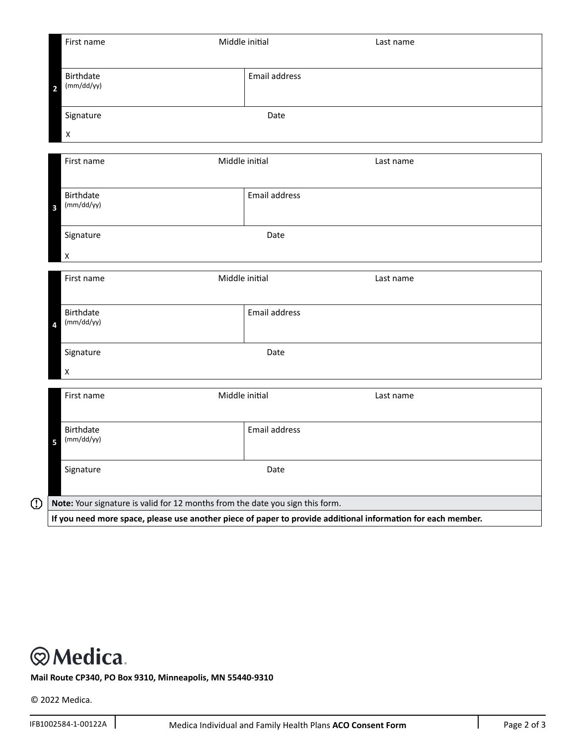**2**

| First name | Middle initial | Last name |
|---|---|---|
| | | |

| Birthdate (mm/dd/yy) | Email address |
|---|---|
| | |

| Signature | Date |
|---|---|
| X | |

**3**

| First name | Middle initial | Last name |
|---|---|---|
| | | |

| Birthdate (mm/dd/yy) | Email address |
|---|---|
| | |

| Signature | Date |
|---|---|
| X | |

**4**

| First name | Middle initial | Last name |
|---|---|---|
| | | |

| Birthdate (mm/dd/yy) | Email address |
|---|---|
| | |

| Signature | Date |
|---|---|
| X | |

**5**

| First name | Middle initial | Last name |
|---|---|---|
| | | |

| Birthdate (mm/dd/yy) | Email address |
|---|---|
| | |

| Signature | Date |
|---|---|
| | |

**Note:** Your signature is valid for 12 months from the date you sign this form.

**If you need more space, please use another piece of paper to provide additional information for each member.**

Medica

**Mail Route CP340, PO Box 9310, Minneapolis, MN 55440-9310**

© 2022 Medica.

IFB1002584-1-00122A

Medica Individual and Family Health Plans **ACO Consent Form**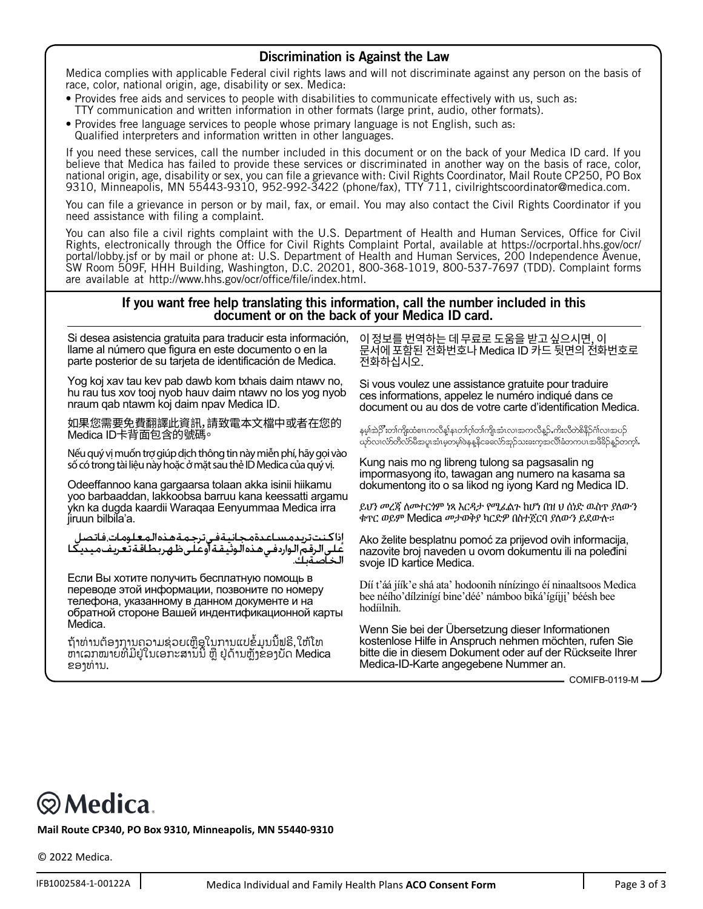## Discrimination is Against the Law

Medica complies with applicable Federal civil rights laws and will not discriminate against any person on the basis of race, color, national origin, age, disability or sex. Medica:

- Provides free aids and services to people with disabilities to communicate effectively with us, such as: TTY communication and written information in other formats (large print, audio, other formats).
- Provides free language services to people whose primary language is not English, such as: Qualified interpreters and information written in other languages.

If you need these services, call the number included in this document or on the back of your Medica ID card. If you believe that Medica has failed to provide these services or discriminated in another way on the basis of race, color, national origin, age, disability or sex, you can file a grievance with: Civil Rights Coordinator, Mail Route CP250, PO Box 9310, Minneapolis, MN 55443-9310, 952-992-3422 (phone/fax), TTY 711, civilrightscoordinator@medica.com.

You can file a grievance in person or by mail, fax, or email. You may also contact the Civil Rights Coordinator if you need assistance with filing a complaint.

You can also file a civil rights complaint with the U.S. Department of Health and Human Services, Office for Civil Rights, electronically through the Office for Civil Rights Complaint Portal, available at https://ocrportal.hhs.gov/ocr/portal/lobby.jsf or by mail or phone at: U.S. Department of Health and Human Services, 200 Independence Avenue, SW Room 509F, HHH Building, Washington, D.C. 20201, 800-368-1019, 800-537-7697 (TDD). Complaint forms are available at http://www.hhs.gov/ocr/office/file/index.html.

## If you want free help translating this information, call the number included in this document or on the back of your Medica ID card.

Si desea asistencia gratuita para traducir esta información, llame al número que figura en este documento o en la parte posterior de su tarjeta de identificación de Medica.

Yog koj xav tau kev pab dawb kom txhais daim ntawv no, hu rau tus xov tooj nyob hauv daim ntawv no los yog nyob nraum qab ntawm koj daim npav Medica ID.

如果您需要免費翻譯此資訊，請致電本文檔中或者在您的Medica ID卡背面包含的號碼。

Nếu quý vị muốn trợ giúp dịch thông tin này miễn phí, hãy gọi vào số có trong tài liệu này hoặc ở mặt sau thẻ ID Medica của quý vị.

Odeeffannoo kana gargaarsa tolaan akka isinii hiikamu yoo barbaaddan, lakkoobsa barruu kana keessatti argamu ykn ka dugda kaardii Waraqaa Eenyummaa Medica irra jiruun bilbila'a.

إذا كنت تريد مساعدة مجانية في ترجمة هذه المعلومات، فاتصل على الرقم الوارد في هذه الوثيقة أو على ظهر بطاقة تعريف ميديكا الخاصة بك.

Если Вы хотите получить бесплатную помощь в переводе этой информации, позвоните по номеру телефона, указанному в данном документе и на обратной стороне Вашей индентификационной карты Medica.

ຖ້າທ່ານຕ້ອງການຄວາມຊ່ວຍເຫຼືອໃນການແປຂໍ້ມູນນີ້ຟຣີ, ໃຫ້ໂທຫາເລກໝາຍທີ່ມີຢູ່ໃນເອກະສານນີ້ ຫຼື ຢູ່ດ້ານຫຼັງຂອງບັດ Medica ຂອງທ່ານ.

이 정보를 번역하는 데 무료로 도움을 받고 싶으시면, 이 문서에 포함된 전화번호나 Medica ID 카드 뒷면의 전화번호로 전화하십시오.

Si vous voulez une assistance gratuite pour traduire ces informations, appelez le numéro indiqué dans ce document ou au dos de votre carte d'identification Medica.

နမ့်ၢ်ဆဲၣ်ဒိးတၢ်ကျိးထံစၢၤကလီန့ၣ်နၤတၢ်ဂ့ၢ်တၢ်ကျိၤအံၤလၢအကလီန့ၣ်,ကိးလီတဲစိနီၣ်ဂံၢ်လၢအပၣ်ဃုာ်လၢလံာ်တီလံာ်မီအပူၤအံၤမ့တမ့ၢ်ဖဲနနဲၣ်ခၢလၢာ်အှၣ်သးခးက့အလိၢ်ခံတကပၤအဖီခိၣ်န့ၣ်တက့ၢ်.

Kung nais mo ng libreng tulong sa pagsasalin ng impormasyong ito, tawagan ang numero na kasama sa dokumentong ito o sa likod ng iyong Kard ng Medica ID.

ይህን መረጃ ለመተርጎም ነጻ እርዳታ የሚፈልጉ ከሆነ በዚ ህ ሰነድ ዉስጥ ያለውን ቁጥር ወይም Medica መታወቅያ ካርድዎ በስተጀርባ ያለውን ይደውሉ።

Ako želite besplatnu pomoć za prijevod ovih informacija, nazovite broj naveden u ovom dokumentu ili na poleđini svoje ID kartice Medica.

Díí t'áá jíík'e shá ata' hodoonih nínízingo éí ninaaltsoos Medica bee néího'dílzinígí bine'déé' námboo biká'ígíįjį' béésh bee hodíílnih.

Wenn Sie bei der Übersetzung dieser Informationen kostenlose Hilfe in Anspruch nehmen möchten, rufen Sie bitte die in diesem Dokument oder auf der Rückseite Ihrer Medica-ID-Karte angegebene Nummer an.

COMIFB-0119-M

**Medica**

**Mail Route CP340, PO Box 9310, Minneapolis, MN 55440-9310**

© 2022 Medica.

IFB1002584-1-00122A | Medica Individual and Family Health Plans **ACO Consent Form**